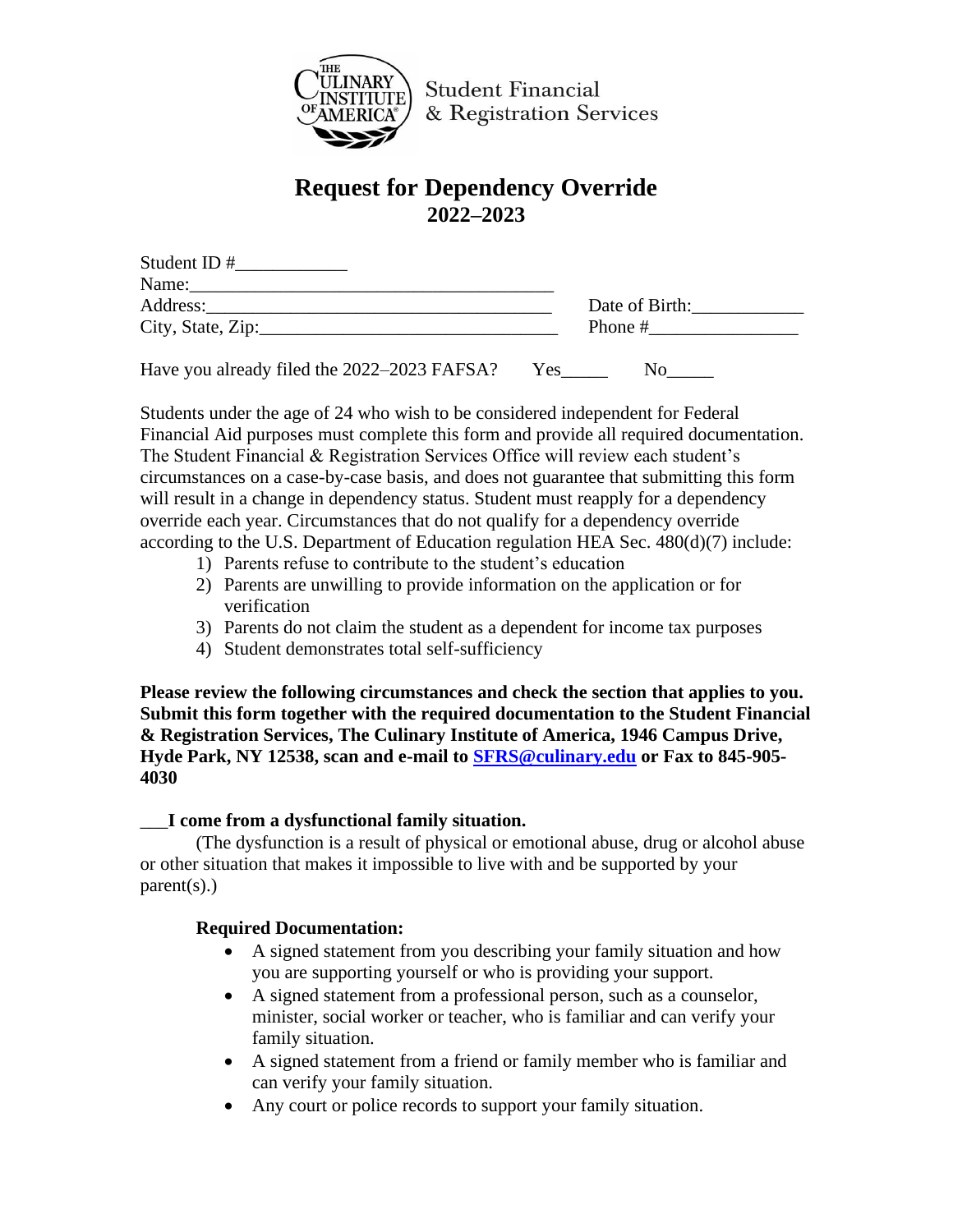Student Financial & Registration Services

# Request for Dependency Override

## 2022–2023

Student ID #____________
Name:________________________________________
Address:_____________________________________ Date of Birth:____________
City, State, Zip:_______________________________ Phone #________________

Have you already filed the 2022–2023 FAFSA? Yes_____ No_____

Students under the age of 24 who wish to be considered independent for Federal Financial Aid purposes must complete this form and provide all required documentation. The Student Financial & Registration Services Office will review each student's circumstances on a case-by-case basis, and does not guarantee that submitting this form will result in a change in dependency status. Student must reapply for a dependency override each year. Circumstances that do not qualify for a dependency override according to the U.S. Department of Education regulation HEA Sec. 480(d)(7) include:

1) Parents refuse to contribute to the student's education
2) Parents are unwilling to provide information on the application or for verification
3) Parents do not claim the student as a dependent for income tax purposes
4) Student demonstrates total self-sufficiency

**Please review the following circumstances and check the section that applies to you. Submit this form together with the required documentation to the Student Financial & Registration Services, The Culinary Institute of America, 1946 Campus Drive, Hyde Park, NY 12538, scan and e-mail to SFRS@culinary.edu or Fax to 845-905-4030**

___**I come from a dysfunctional family situation.**

(The dysfunction is a result of physical or emotional abuse, drug or alcohol abuse or other situation that makes it impossible to live with and be supported by your parent(s).)

**Required Documentation:**

- A signed statement from you describing your family situation and how you are supporting yourself or who is providing your support.
- A signed statement from a professional person, such as a counselor, minister, social worker or teacher, who is familiar and can verify your family situation.
- A signed statement from a friend or family member who is familiar and can verify your family situation.
- Any court or police records to support your family situation.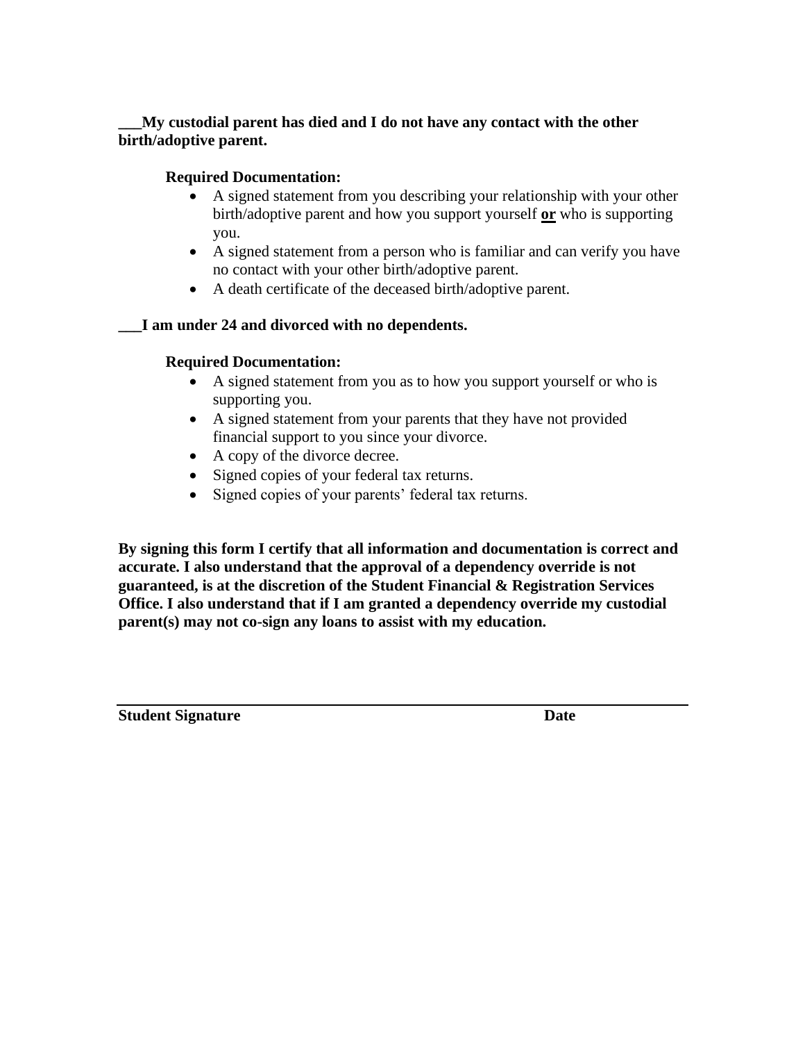**___My custodial parent has died and I do not have any contact with the other birth/adoptive parent.**

**Required Documentation:**

- A signed statement from you describing your relationship with your other birth/adoptive parent and how you support yourself **or** who is supporting you.
- A signed statement from a person who is familiar and can verify you have no contact with your other birth/adoptive parent.
- A death certificate of the deceased birth/adoptive parent.

**___I am under 24 and divorced with no dependents.**

**Required Documentation:**

- A signed statement from you as to how you support yourself or who is supporting you.
- A signed statement from your parents that they have not provided financial support to you since your divorce.
- A copy of the divorce decree.
- Signed copies of your federal tax returns.
- Signed copies of your parents' federal tax returns.

**By signing this form I certify that all information and documentation is correct and accurate. I also understand that the approval of a dependency override is not guaranteed, is at the discretion of the Student Financial & Registration Services Office. I also understand that if I am granted a dependency override my custodial parent(s) may not co-sign any loans to assist with my education.**

**Student Signature** **Date**